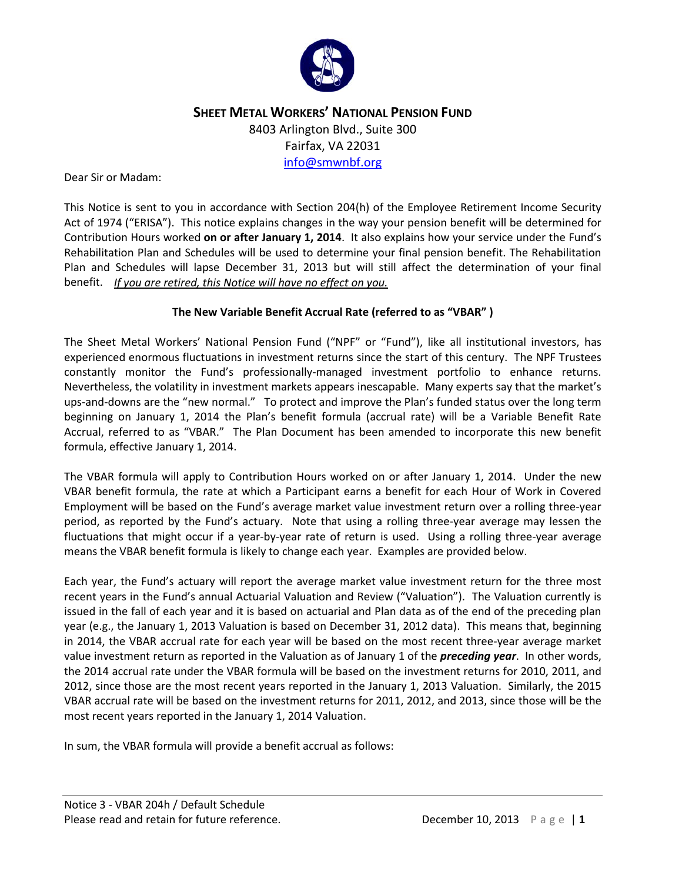**SHEET METAL WORKERS' NATIONAL PENSION FUND**

8403 Arlington Blvd., Suite 300
Fairfax, VA 22031
info@smwnbf.org

Dear Sir or Madam:

This Notice is sent to you in accordance with Section 204(h) of the Employee Retirement Income Security Act of 1974 ("ERISA"). This notice explains changes in the way your pension benefit will be determined for Contribution Hours worked **on or after January 1, 2014**. It also explains how your service under the Fund's Rehabilitation Plan and Schedules will be used to determine your final pension benefit. The Rehabilitation Plan and Schedules will lapse December 31, 2013 but will still affect the determination of your final benefit. <u>*If you are retired, this Notice will have no effect on you.*</u>

**The New Variable Benefit Accrual Rate (referred to as "VBAR" )**

The Sheet Metal Workers' National Pension Fund ("NPF" or "Fund"), like all institutional investors, has experienced enormous fluctuations in investment returns since the start of this century. The NPF Trustees constantly monitor the Fund's professionally-managed investment portfolio to enhance returns. Nevertheless, the volatility in investment markets appears inescapable. Many experts say that the market's ups-and-downs are the "new normal." To protect and improve the Plan's funded status over the long term beginning on January 1, 2014 the Plan's benefit formula (accrual rate) will be a Variable Benefit Rate Accrual, referred to as "VBAR." The Plan Document has been amended to incorporate this new benefit formula, effective January 1, 2014.

The VBAR formula will apply to Contribution Hours worked on or after January 1, 2014. Under the new VBAR benefit formula, the rate at which a Participant earns a benefit for each Hour of Work in Covered Employment will be based on the Fund's average market value investment return over a rolling three-year period, as reported by the Fund's actuary. Note that using a rolling three-year average may lessen the fluctuations that might occur if a year-by-year rate of return is used. Using a rolling three-year average means the VBAR benefit formula is likely to change each year. Examples are provided below.

Each year, the Fund's actuary will report the average market value investment return for the three most recent years in the Fund's annual Actuarial Valuation and Review ("Valuation"). The Valuation currently is issued in the fall of each year and it is based on actuarial and Plan data as of the end of the preceding plan year (e.g., the January 1, 2013 Valuation is based on December 31, 2012 data). This means that, beginning in 2014, the VBAR accrual rate for each year will be based on the most recent three-year average market value investment return as reported in the Valuation as of January 1 of the ***preceding year***. In other words, the 2014 accrual rate under the VBAR formula will be based on the investment returns for 2010, 2011, and 2012, since those are the most recent years reported in the January 1, 2013 Valuation. Similarly, the 2015 VBAR accrual rate will be based on the investment returns for 2011, 2012, and 2013, since those will be the most recent years reported in the January 1, 2014 Valuation.

In sum, the VBAR formula will provide a benefit accrual as follows: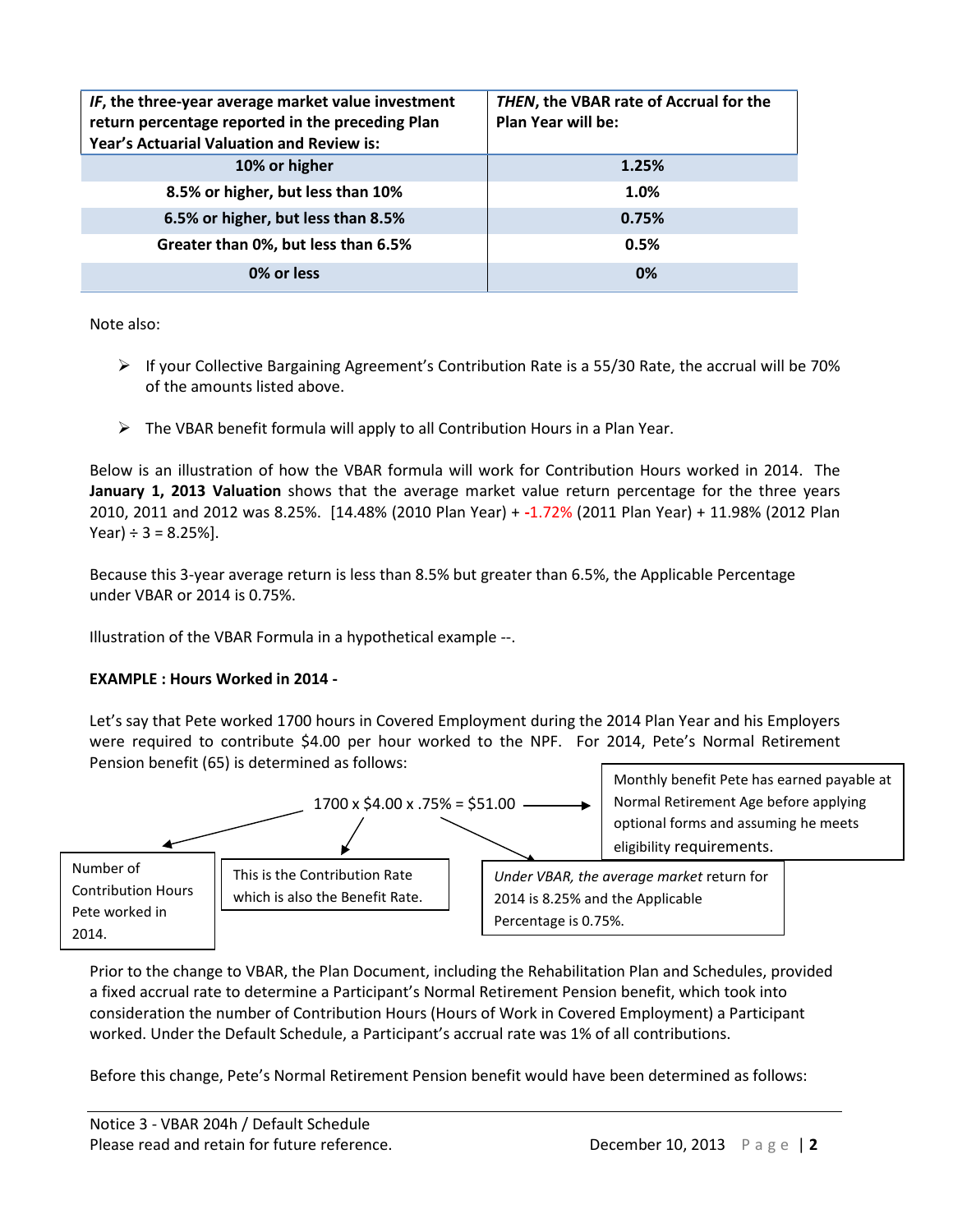| *IF*, the three-year average market value investment return percentage reported in the preceding Plan Year's Actuarial Valuation and Review is: | *THEN*, the VBAR rate of Accrual for the Plan Year will be: |
|---|---|
| **10% or higher** | **1.25%** |
| **8.5% or higher, but less than 10%** | **1.0%** |
| **6.5% or higher, but less than 8.5%** | **0.75%** |
| **Greater than 0%, but less than 6.5%** | **0.5%** |
| **0% or less** | **0%** |

Note also:

- If your Collective Bargaining Agreement's Contribution Rate is a 55/30 Rate, the accrual will be 70% of the amounts listed above.
- The VBAR benefit formula will apply to all Contribution Hours in a Plan Year.

Below is an illustration of how the VBAR formula will work for Contribution Hours worked in 2014. The **January 1, 2013 Valuation** shows that the average market value return percentage for the three years 2010, 2011 and 2012 was 8.25%. [14.48% (2010 Plan Year) + -1.72% (2011 Plan Year) + 11.98% (2012 Plan Year) ÷ 3 = 8.25%].

Because this 3-year average return is less than 8.5% but greater than 6.5%, the Applicable Percentage under VBAR or 2014 is 0.75%.

Illustration of the VBAR Formula in a hypothetical example --.

**EXAMPLE : Hours Worked in 2014 -**

Let's say that Pete worked 1700 hours in Covered Employment during the 2014 Plan Year and his Employers were required to contribute $4.00 per hour worked to the NPF. For 2014, Pete's Normal Retirement Pension benefit (65) is determined as follows:

1700 x $4.00 x .75% = $51.00 → Monthly benefit Pete has earned payable at Normal Retirement Age before applying optional forms and assuming he meets eligibility requirements.

- 1700: Number of Contribution Hours Pete worked in 2014.
- $4.00: This is the Contribution Rate which is also the Benefit Rate.
- .75%: *Under VBAR, the average market* return for 2014 is 8.25% and the Applicable Percentage is 0.75%.

Prior to the change to VBAR, the Plan Document, including the Rehabilitation Plan and Schedules, provided a fixed accrual rate to determine a Participant's Normal Retirement Pension benefit, which took into consideration the number of Contribution Hours (Hours of Work in Covered Employment) a Participant worked. Under the Default Schedule, a Participant's accrual rate was 1% of all contributions.

Before this change, Pete's Normal Retirement Pension benefit would have been determined as follows: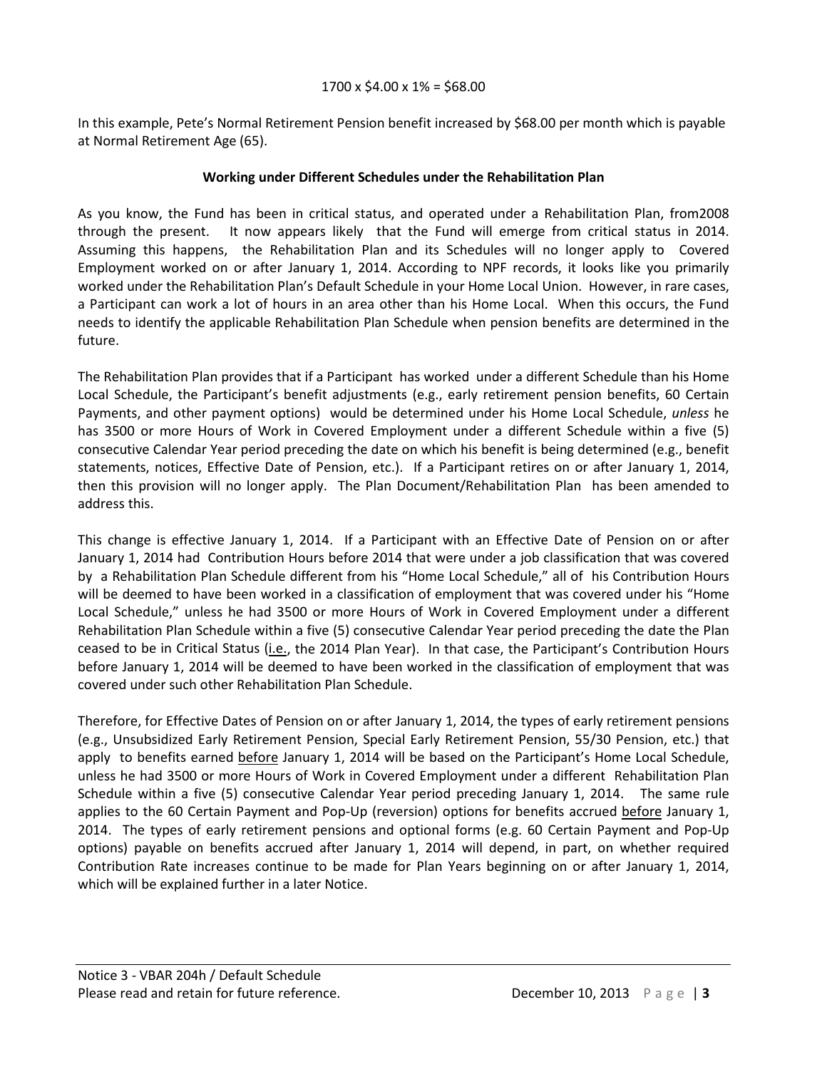$1700 \times \$4.00 \times 1\% = \$68.00$

In this example, Pete's Normal Retirement Pension benefit increased by $68.00 per month which is payable at Normal Retirement Age (65).

**Working under Different Schedules under the Rehabilitation Plan**

As you know, the Fund has been in critical status, and operated under a Rehabilitation Plan, from2008 through the present. It now appears likely that the Fund will emerge from critical status in 2014. Assuming this happens, the Rehabilitation Plan and its Schedules will no longer apply to Covered Employment worked on or after January 1, 2014. According to NPF records, it looks like you primarily worked under the Rehabilitation Plan's Default Schedule in your Home Local Union. However, in rare cases, a Participant can work a lot of hours in an area other than his Home Local. When this occurs, the Fund needs to identify the applicable Rehabilitation Plan Schedule when pension benefits are determined in the future.

The Rehabilitation Plan provides that if a Participant has worked under a different Schedule than his Home Local Schedule, the Participant's benefit adjustments (e.g., early retirement pension benefits, 60 Certain Payments, and other payment options) would be determined under his Home Local Schedule, *unless* he has 3500 or more Hours of Work in Covered Employment under a different Schedule within a five (5) consecutive Calendar Year period preceding the date on which his benefit is being determined (e.g., benefit statements, notices, Effective Date of Pension, etc.). If a Participant retires on or after January 1, 2014, then this provision will no longer apply. The Plan Document/Rehabilitation Plan has been amended to address this.

This change is effective January 1, 2014. If a Participant with an Effective Date of Pension on or after January 1, 2014 had Contribution Hours before 2014 that were under a job classification that was covered by a Rehabilitation Plan Schedule different from his "Home Local Schedule," all of his Contribution Hours will be deemed to have been worked in a classification of employment that was covered under his "Home Local Schedule," unless he had 3500 or more Hours of Work in Covered Employment under a different Rehabilitation Plan Schedule within a five (5) consecutive Calendar Year period preceding the date the Plan ceased to be in Critical Status (i.e., the 2014 Plan Year). In that case, the Participant's Contribution Hours before January 1, 2014 will be deemed to have been worked in the classification of employment that was covered under such other Rehabilitation Plan Schedule.

Therefore, for Effective Dates of Pension on or after January 1, 2014, the types of early retirement pensions (e.g., Unsubsidized Early Retirement Pension, Special Early Retirement Pension, 55/30 Pension, etc.) that apply to benefits earned before January 1, 2014 will be based on the Participant's Home Local Schedule, unless he had 3500 or more Hours of Work in Covered Employment under a different Rehabilitation Plan Schedule within a five (5) consecutive Calendar Year period preceding January 1, 2014. The same rule applies to the 60 Certain Payment and Pop-Up (reversion) options for benefits accrued before January 1, 2014. The types of early retirement pensions and optional forms (e.g. 60 Certain Payment and Pop-Up options) payable on benefits accrued after January 1, 2014 will depend, in part, on whether required Contribution Rate increases continue to be made for Plan Years beginning on or after January 1, 2014, which will be explained further in a later Notice.

Notice 3 - VBAR 204h / Default Schedule
Please read and retain for future reference. December 10, 2013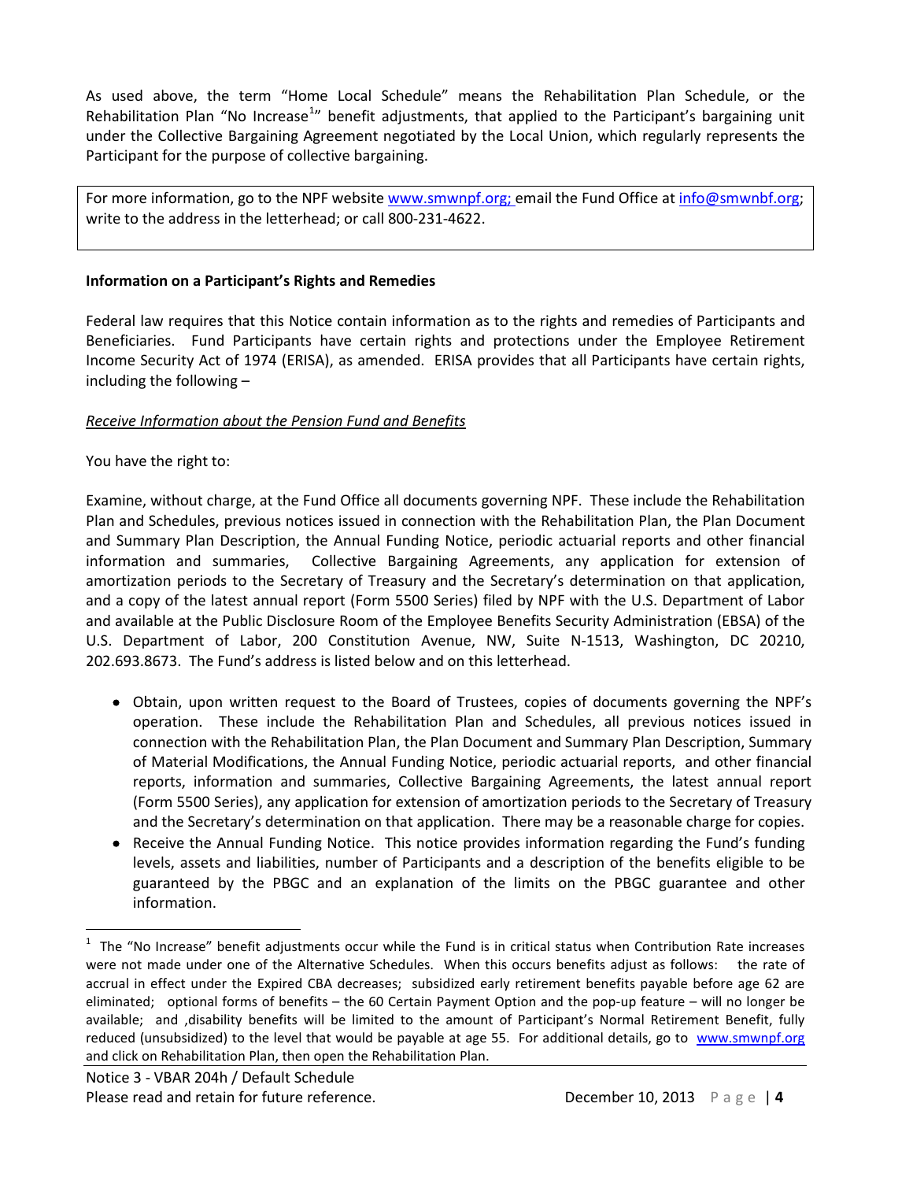As used above, the term "Home Local Schedule" means the Rehabilitation Plan Schedule, or the Rehabilitation Plan "No Increase[1]" benefit adjustments, that applied to the Participant's bargaining unit under the Collective Bargaining Agreement negotiated by the Local Union, which regularly represents the Participant for the purpose of collective bargaining.

For more information, go to the NPF website www.smwnpf.org; email the Fund Office at info@smwnbf.org; write to the address in the letterhead; or call 800-231-4622.

**Information on a Participant's Rights and Remedies**

Federal law requires that this Notice contain information as to the rights and remedies of Participants and Beneficiaries. Fund Participants have certain rights and protections under the Employee Retirement Income Security Act of 1974 (ERISA), as amended. ERISA provides that all Participants have certain rights, including the following –

*Receive Information about the Pension Fund and Benefits*

You have the right to:

Examine, without charge, at the Fund Office all documents governing NPF. These include the Rehabilitation Plan and Schedules, previous notices issued in connection with the Rehabilitation Plan, the Plan Document and Summary Plan Description, the Annual Funding Notice, periodic actuarial reports and other financial information and summaries, Collective Bargaining Agreements, any application for extension of amortization periods to the Secretary of Treasury and the Secretary's determination on that application, and a copy of the latest annual report (Form 5500 Series) filed by NPF with the U.S. Department of Labor and available at the Public Disclosure Room of the Employee Benefits Security Administration (EBSA) of the U.S. Department of Labor, 200 Constitution Avenue, NW, Suite N-1513, Washington, DC 20210, 202.693.8673. The Fund's address is listed below and on this letterhead.

- Obtain, upon written request to the Board of Trustees, copies of documents governing the NPF's operation. These include the Rehabilitation Plan and Schedules, all previous notices issued in connection with the Rehabilitation Plan, the Plan Document and Summary Plan Description, Summary of Material Modifications, the Annual Funding Notice, periodic actuarial reports, and other financial reports, information and summaries, Collective Bargaining Agreements, the latest annual report (Form 5500 Series), any application for extension of amortization periods to the Secretary of Treasury and the Secretary's determination on that application. There may be a reasonable charge for copies.
- Receive the Annual Funding Notice. This notice provides information regarding the Fund's funding levels, assets and liabilities, number of Participants and a description of the benefits eligible to be guaranteed by the PBGC and an explanation of the limits on the PBGC guarantee and other information.

[1] The "No Increase" benefit adjustments occur while the Fund is in critical status when Contribution Rate increases were not made under one of the Alternative Schedules. When this occurs benefits adjust as follows: the rate of accrual in effect under the Expired CBA decreases; subsidized early retirement benefits payable before age 62 are eliminated; optional forms of benefits – the 60 Certain Payment Option and the pop-up feature – will no longer be available; and ,disability benefits will be limited to the amount of Participant's Normal Retirement Benefit, fully reduced (unsubsidized) to the level that would be payable at age 55. For additional details, go to www.smwnpf.org and click on Rehabilitation Plan, then open the Rehabilitation Plan.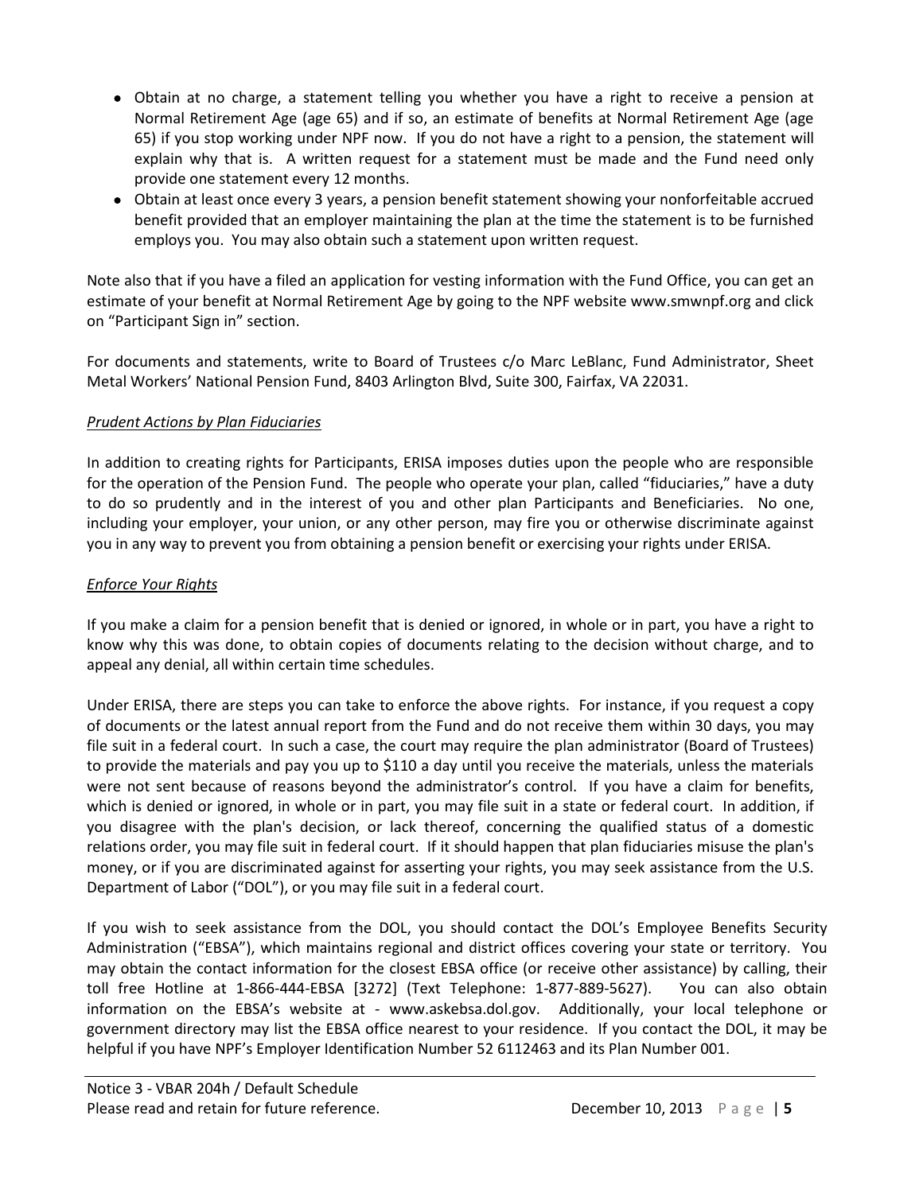- Obtain at no charge, a statement telling you whether you have a right to receive a pension at Normal Retirement Age (age 65) and if so, an estimate of benefits at Normal Retirement Age (age 65) if you stop working under NPF now. If you do not have a right to a pension, the statement will explain why that is. A written request for a statement must be made and the Fund need only provide one statement every 12 months.
- Obtain at least once every 3 years, a pension benefit statement showing your nonforfeitable accrued benefit provided that an employer maintaining the plan at the time the statement is to be furnished employs you. You may also obtain such a statement upon written request.

Note also that if you have a filed an application for vesting information with the Fund Office, you can get an estimate of your benefit at Normal Retirement Age by going to the NPF website www.smwnpf.org and click on "Participant Sign in" section.

For documents and statements, write to Board of Trustees c/o Marc LeBlanc, Fund Administrator, Sheet Metal Workers' National Pension Fund, 8403 Arlington Blvd, Suite 300, Fairfax, VA 22031.

*Prudent Actions by Plan Fiduciaries*

In addition to creating rights for Participants, ERISA imposes duties upon the people who are responsible for the operation of the Pension Fund. The people who operate your plan, called "fiduciaries," have a duty to do so prudently and in the interest of you and other plan Participants and Beneficiaries. No one, including your employer, your union, or any other person, may fire you or otherwise discriminate against you in any way to prevent you from obtaining a pension benefit or exercising your rights under ERISA.

*Enforce Your Rights*

If you make a claim for a pension benefit that is denied or ignored, in whole or in part, you have a right to know why this was done, to obtain copies of documents relating to the decision without charge, and to appeal any denial, all within certain time schedules.

Under ERISA, there are steps you can take to enforce the above rights. For instance, if you request a copy of documents or the latest annual report from the Fund and do not receive them within 30 days, you may file suit in a federal court. In such a case, the court may require the plan administrator (Board of Trustees) to provide the materials and pay you up to $110 a day until you receive the materials, unless the materials were not sent because of reasons beyond the administrator's control. If you have a claim for benefits, which is denied or ignored, in whole or in part, you may file suit in a state or federal court. In addition, if you disagree with the plan's decision, or lack thereof, concerning the qualified status of a domestic relations order, you may file suit in federal court. If it should happen that plan fiduciaries misuse the plan's money, or if you are discriminated against for asserting your rights, you may seek assistance from the U.S. Department of Labor ("DOL"), or you may file suit in a federal court.

If you wish to seek assistance from the DOL, you should contact the DOL's Employee Benefits Security Administration ("EBSA"), which maintains regional and district offices covering your state or territory. You may obtain the contact information for the closest EBSA office (or receive other assistance) by calling, their toll free Hotline at 1-866-444-EBSA [3272] (Text Telephone: 1-877-889-5627). You can also obtain information on the EBSA's website at - www.askebsa.dol.gov. Additionally, your local telephone or government directory may list the EBSA office nearest to your residence. If you contact the DOL, it may be helpful if you have NPF's Employer Identification Number 52 6112463 and its Plan Number 001.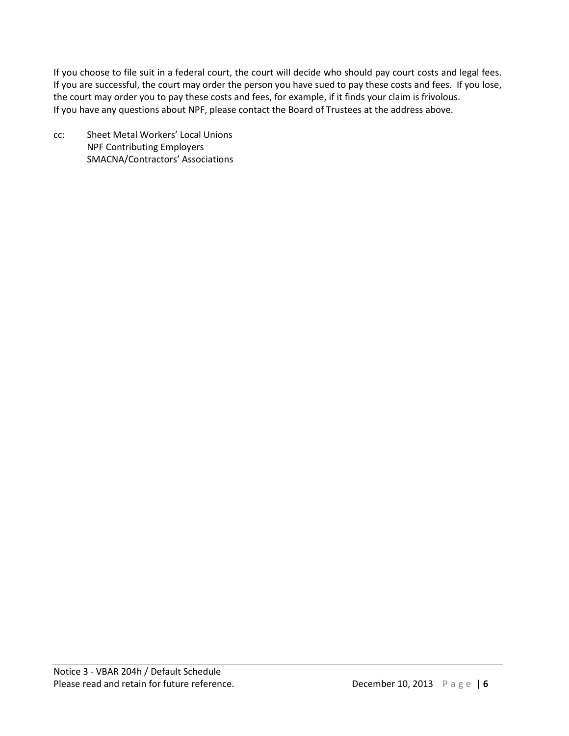If you choose to file suit in a federal court, the court will decide who should pay court costs and legal fees. If you are successful, the court may order the person you have sued to pay these costs and fees. If you lose, the court may order you to pay these costs and fees, for example, if it finds your claim is frivolous.
If you have any questions about NPF, please contact the Board of Trustees at the address above.

cc: Sheet Metal Workers' Local Unions
NPF Contributing Employers
SMACNA/Contractors' Associations